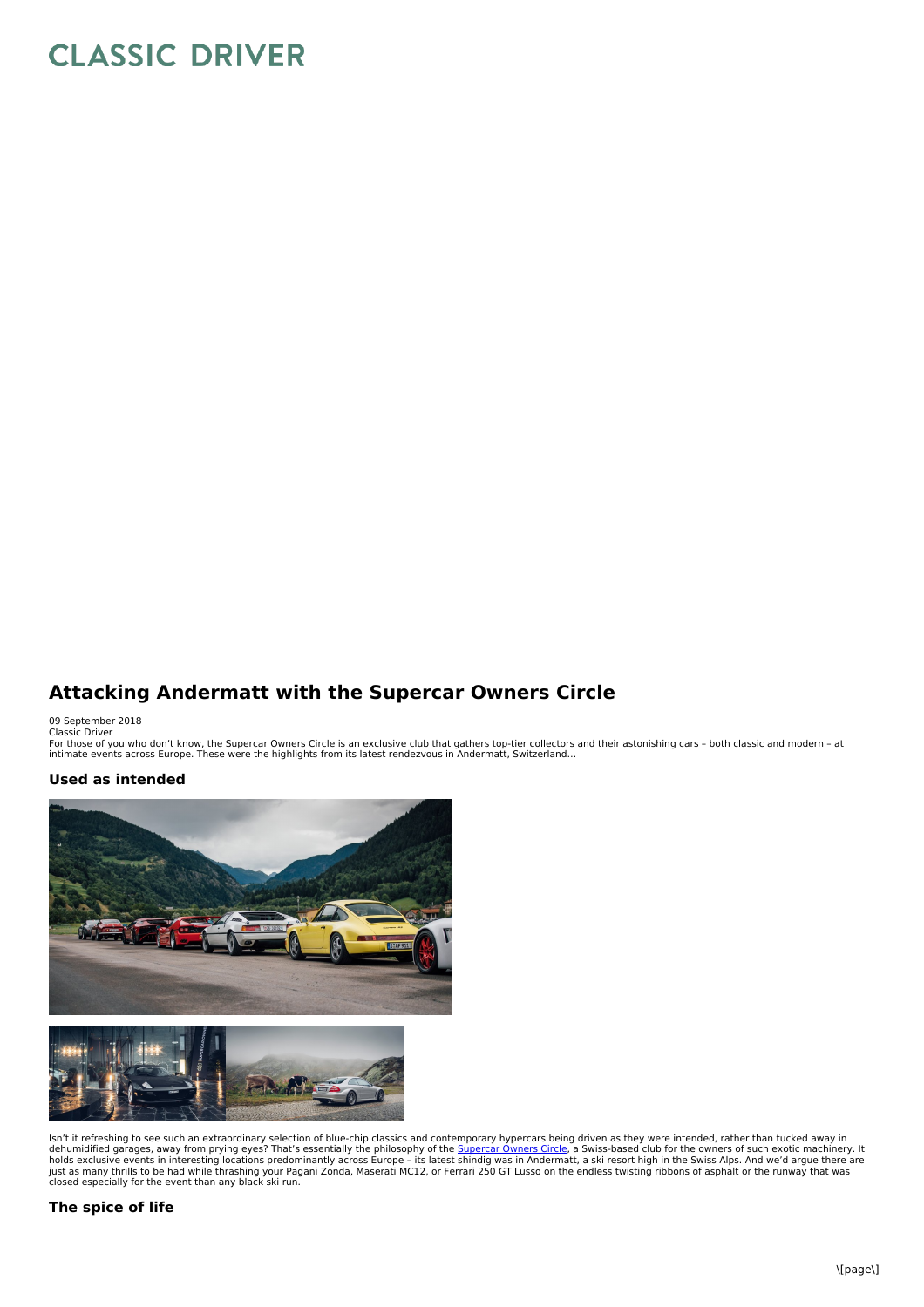# Attacking Andermatt with the Supercar Owners Circle

09 September 2018
Classic Driver

For those of you who don't know, the Supercar Owners Circle is an exclusive club that gathers top-tier collectors and their astonishing cars – both classic and modern – at intimate events across Europe. These were the highlights from its latest rendezvous in Andermatt, Switzerland...

## Used as intended

Isn't it refreshing to see such an extraordinary selection of blue-chip classics and contemporary hypercars being driven as they were intended, rather than tucked away in dehumidified garages, away from prying eyes? That's essentially the philosophy of the Supercar Owners Circle, a Swiss-based club for the owners of such exotic machinery. It holds exclusive events in interesting locations predominantly across Europe – its latest shindig was in Andermatt, a ski resort high in the Swiss Alps. And we'd argue there are just as many thrills to be had while thrashing your Pagani Zonda, Maserati MC12, or Ferrari 250 GT Lusso on the endless twisting ribbons of asphalt or the runway that was closed especially for the event than any black ski run.

## The spice of life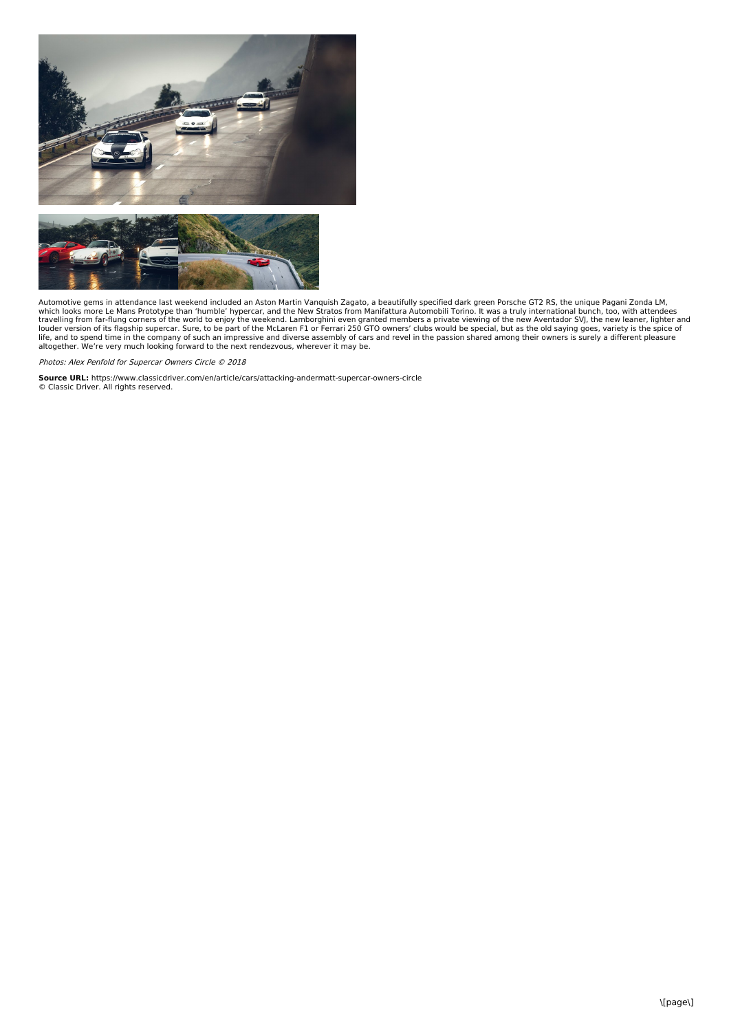Automotive gems in attendance last weekend included an Aston Martin Vanquish Zagato, a beautifully specified dark green Porsche GT2 RS, the unique Pagani Zonda LM, which looks more Le Mans Prototype than 'humble' hypercar, and the New Stratos from Manifattura Automobili Torino. It was a truly international bunch, too, with attendees travelling from far-flung corners of the world to enjoy the weekend. Lamborghini even granted members a private viewing of the new Aventador SVJ, the new leaner, lighter and louder version of its flagship supercar. Sure, to be part of the McLaren F1 or Ferrari 250 GTO owners' clubs would be special, but as the old saying goes, variety is the spice of life, and to spend time in the company of such an impressive and diverse assembly of cars and revel in the passion shared among their owners is surely a different pleasure altogether. We're very much looking forward to the next rendezvous, wherever it may be.

*Photos: Alex Penfold for Supercar Owners Circle © 2018*

**Source URL:** https://www.classicdriver.com/en/article/cars/attacking-andermatt-supercar-owners-circle
© Classic Driver. All rights reserved.